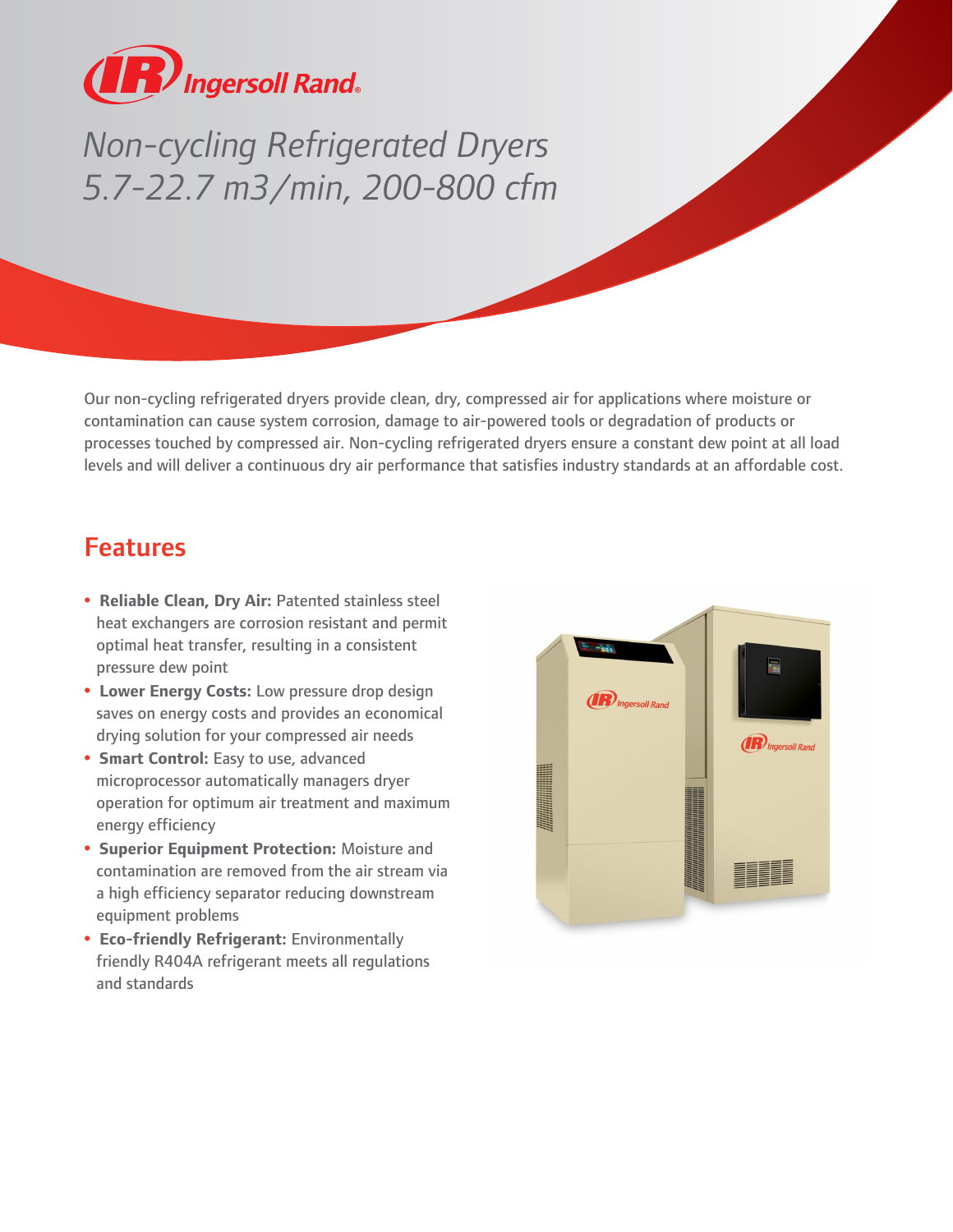# Non-cycling Refrigerated Dryers 5.7-22.7 m3/min, 200-800 cfm

Our non-cycling refrigerated dryers provide clean, dry, compressed air for applications where moisture or contamination can cause system corrosion, damage to air-powered tools or degradation of products or processes touched by compressed air. Non-cycling refrigerated dryers ensure a constant dew point at all load levels and will deliver a continuous dry air performance that satisfies industry standards at an affordable cost.

## Features

- **Reliable Clean, Dry Air:** Patented stainless steel heat exchangers are corrosion resistant and permit optimal heat transfer, resulting in a consistent pressure dew point
- **Lower Energy Costs:** Low pressure drop design saves on energy costs and provides an economical drying solution for your compressed air needs
- **Smart Control:** Easy to use, advanced microprocessor automatically manages dryer operation for optimum air treatment and maximum energy efficiency
- **Superior Equipment Protection:** Moisture and contamination are removed from the air stream via a high efficiency separator reducing downstream equipment problems
- **Eco-friendly Refrigerant:** Environmentally friendly R404A refrigerant meets all regulations and standards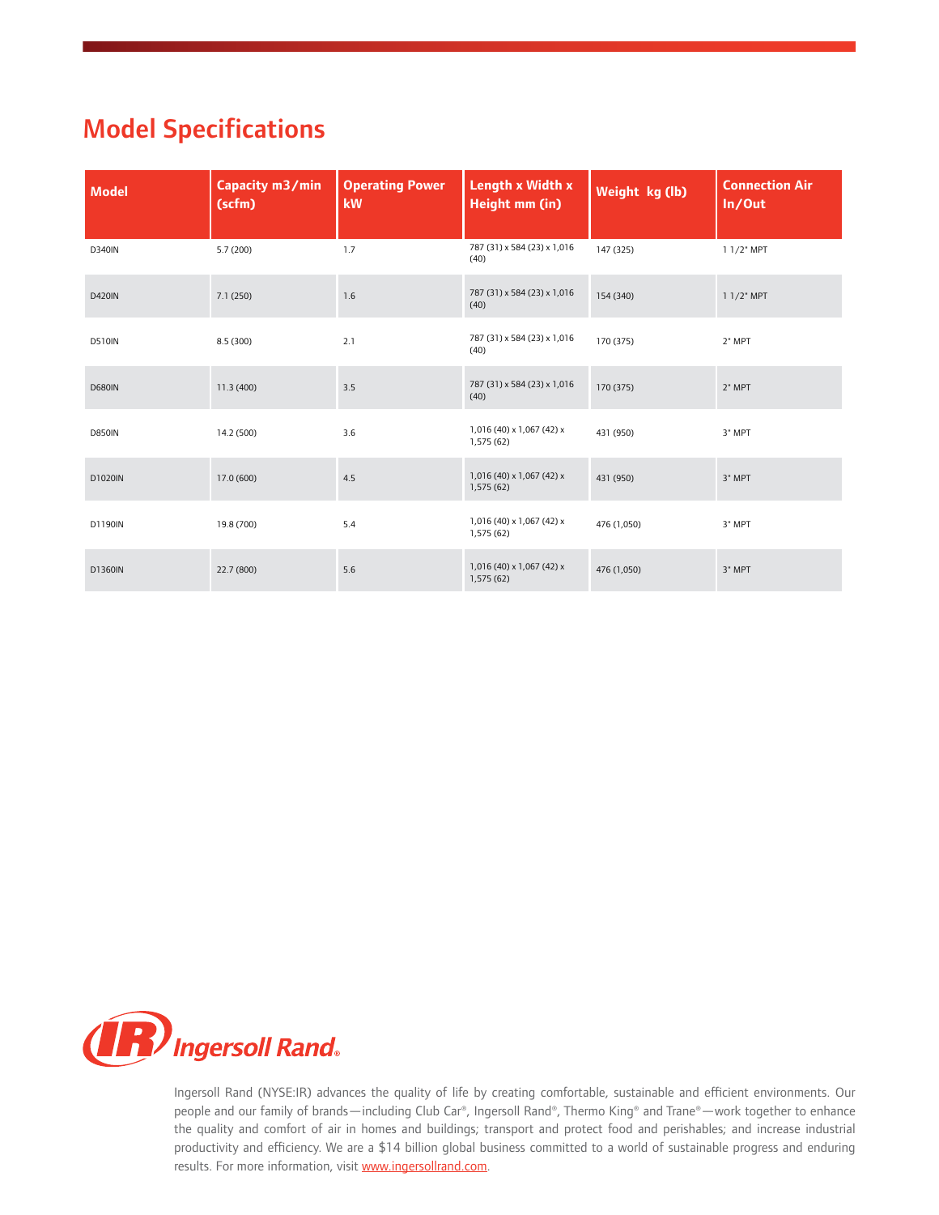## Model Specifications

| Model | Capacity m3/min (scfm) | Operating Power kW | Length x Width x Height mm (in) | Weight kg (lb) | Connection Air In/Out |
|---|---|---|---|---|---|
| D340IN | 5.7 (200) | 1.7 | 787 (31) x 584 (23) x 1,016 (40) | 147 (325) | 1 1/2" MPT |
| D420IN | 7.1 (250) | 1.6 | 787 (31) x 584 (23) x 1,016 (40) | 154 (340) | 1 1/2" MPT |
| D510IN | 8.5 (300) | 2.1 | 787 (31) x 584 (23) x 1,016 (40) | 170 (375) | 2" MPT |
| D680IN | 11.3 (400) | 3.5 | 787 (31) x 584 (23) x 1,016 (40) | 170 (375) | 2" MPT |
| D850IN | 14.2 (500) | 3.6 | 1,016 (40) x 1,067 (42) x 1,575 (62) | 431 (950) | 3" MPT |
| D1020IN | 17.0 (600) | 4.5 | 1,016 (40) x 1,067 (42) x 1,575 (62) | 431 (950) | 3" MPT |
| D1190IN | 19.8 (700) | 5.4 | 1,016 (40) x 1,067 (42) x 1,575 (62) | 476 (1,050) | 3" MPT |
| D1360IN | 22.7 (800) | 5.6 | 1,016 (40) x 1,067 (42) x 1,575 (62) | 476 (1,050) | 3" MPT |

Ingersoll Rand

Ingersoll Rand (NYSE:IR) advances the quality of life by creating comfortable, sustainable and efficient environments. Our people and our family of brands—including Club Car®, Ingersoll Rand®, Thermo King® and Trane®—work together to enhance the quality and comfort of air in homes and buildings; transport and protect food and perishables; and increase industrial productivity and efficiency. We are a $14 billion global business committed to a world of sustainable progress and enduring results. For more information, visit www.ingersollrand.com.